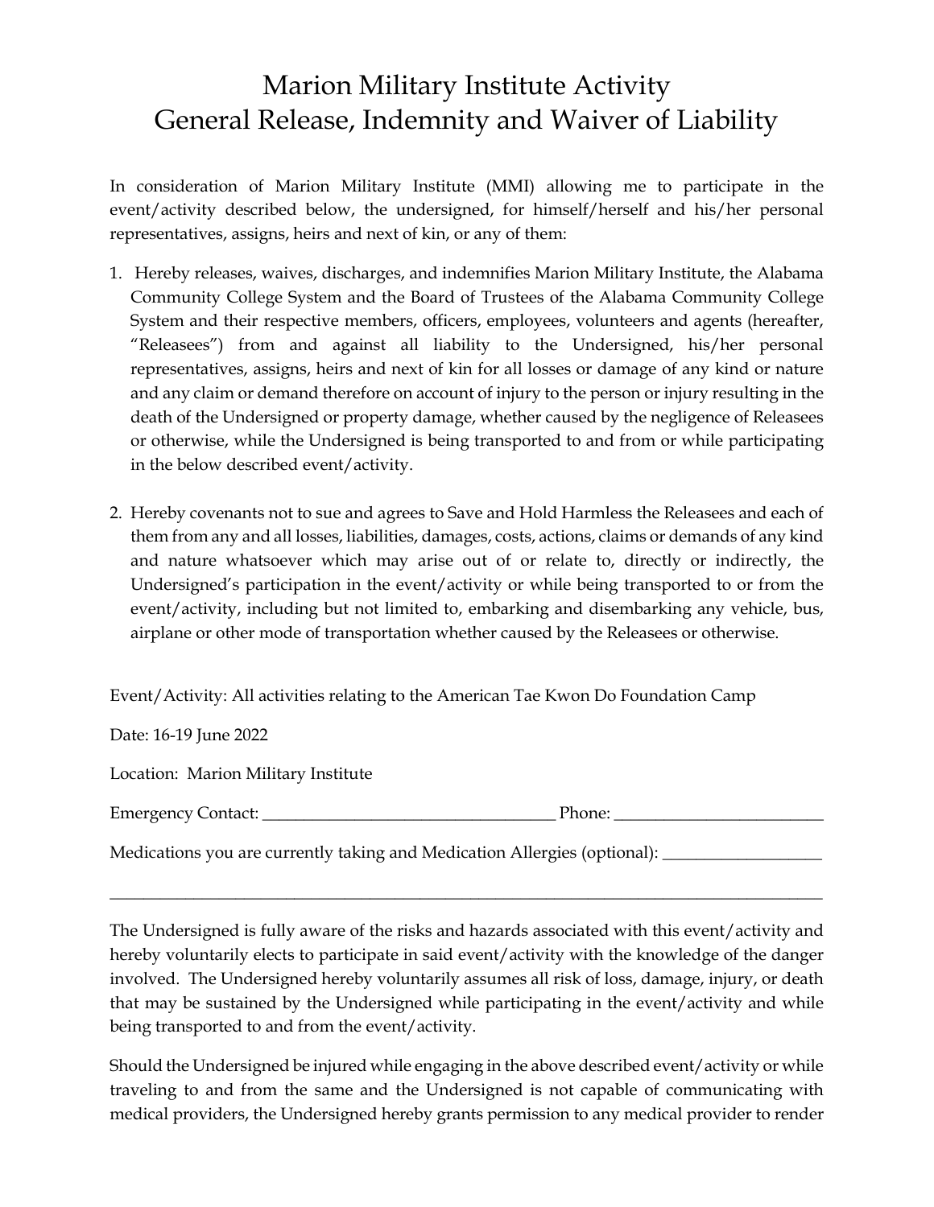# Marion Military Institute Activity
# General Release, Indemnity and Waiver of Liability

In consideration of Marion Military Institute (MMI) allowing me to participate in the event/activity described below, the undersigned, for himself/herself and his/her personal representatives, assigns, heirs and next of kin, or any of them:

1. Hereby releases, waives, discharges, and indemnifies Marion Military Institute, the Alabama Community College System and the Board of Trustees of the Alabama Community College System and their respective members, officers, employees, volunteers and agents (hereafter, "Releasees") from and against all liability to the Undersigned, his/her personal representatives, assigns, heirs and next of kin for all losses or damage of any kind or nature and any claim or demand therefore on account of injury to the person or injury resulting in the death of the Undersigned or property damage, whether caused by the negligence of Releasees or otherwise, while the Undersigned is being transported to and from or while participating in the below described event/activity.

2. Hereby covenants not to sue and agrees to Save and Hold Harmless the Releasees and each of them from any and all losses, liabilities, damages, costs, actions, claims or demands of any kind and nature whatsoever which may arise out of or relate to, directly or indirectly, the Undersigned's participation in the event/activity or while being transported to or from the event/activity, including but not limited to, embarking and disembarking any vehicle, bus, airplane or other mode of transportation whether caused by the Releasees or otherwise.

Event/Activity: All activities relating to the American Tae Kwon Do Foundation Camp

Date: 16-19 June 2022

Location: Marion Military Institute

Emergency Contact: ___________________________________ Phone: _________________________

Medications you are currently taking and Medication Allergies (optional): ___________________

_____________________________________________________________________________________

The Undersigned is fully aware of the risks and hazards associated with this event/activity and hereby voluntarily elects to participate in said event/activity with the knowledge of the danger involved. The Undersigned hereby voluntarily assumes all risk of loss, damage, injury, or death that may be sustained by the Undersigned while participating in the event/activity and while being transported to and from the event/activity.

Should the Undersigned be injured while engaging in the above described event/activity or while traveling to and from the same and the Undersigned is not capable of communicating with medical providers, the Undersigned hereby grants permission to any medical provider to render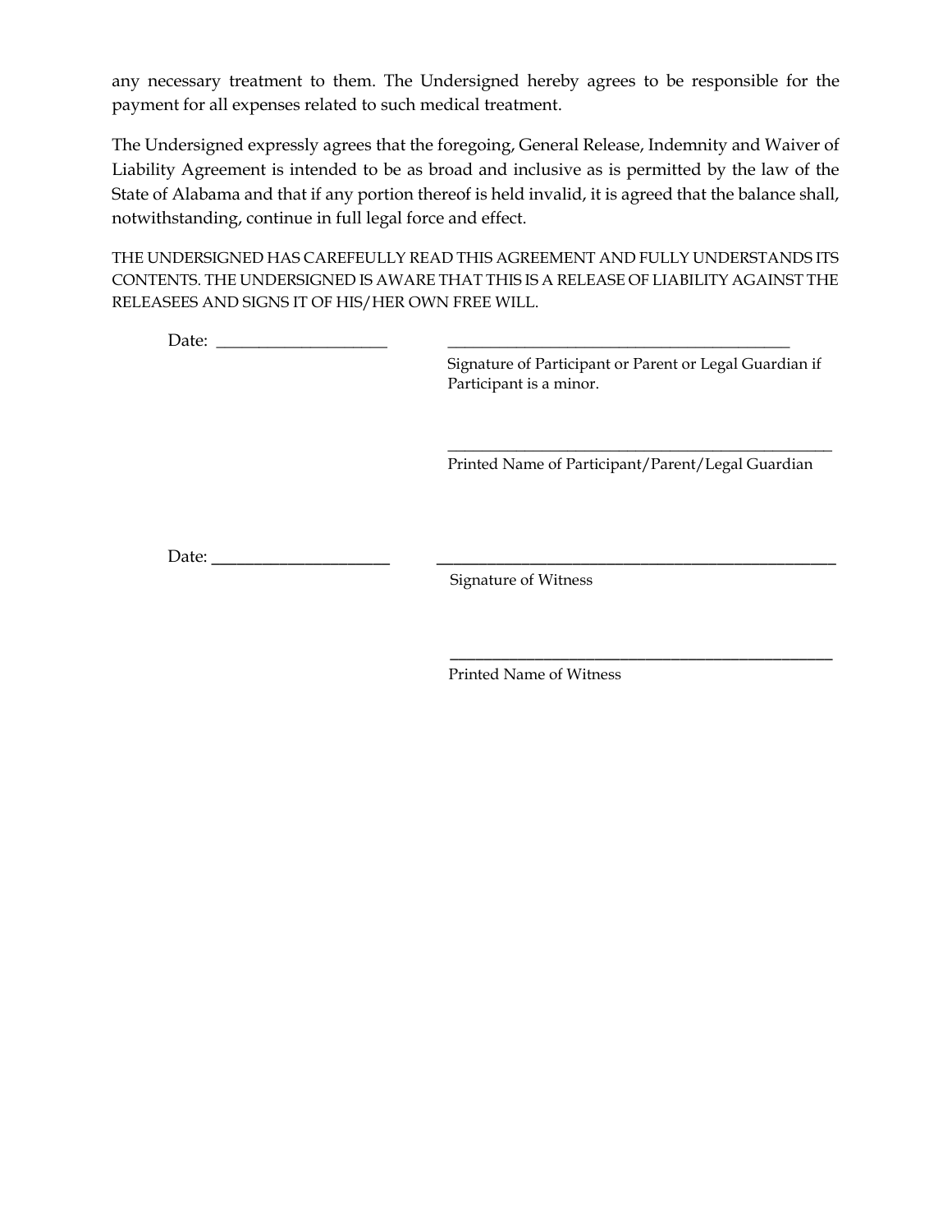any necessary treatment to them. The Undersigned hereby agrees to be responsible for the payment for all expenses related to such medical treatment.

The Undersigned expressly agrees that the foregoing, General Release, Indemnity and Waiver of Liability Agreement is intended to be as broad and inclusive as is permitted by the law of the State of Alabama and that if any portion thereof is held invalid, it is agreed that the balance shall, notwithstanding, continue in full legal force and effect.

THE UNDERSIGNED HAS CAREFEULLY READ THIS AGREEMENT AND FULLY UNDERSTANDS ITS CONTENTS. THE UNDERSIGNED IS AWARE THAT THIS IS A RELEASE OF LIABILITY AGAINST THE RELEASEES AND SIGNS IT OF HIS/HER OWN FREE WILL.

Date: ____________________

___________________________________________
Signature of Participant or Parent or Legal Guardian if Participant is a minor.

___________________________________________
Printed Name of Participant/Parent/Legal Guardian

Date: ____________________

___________________________________________
Signature of Witness

___________________________________________
Printed Name of Witness